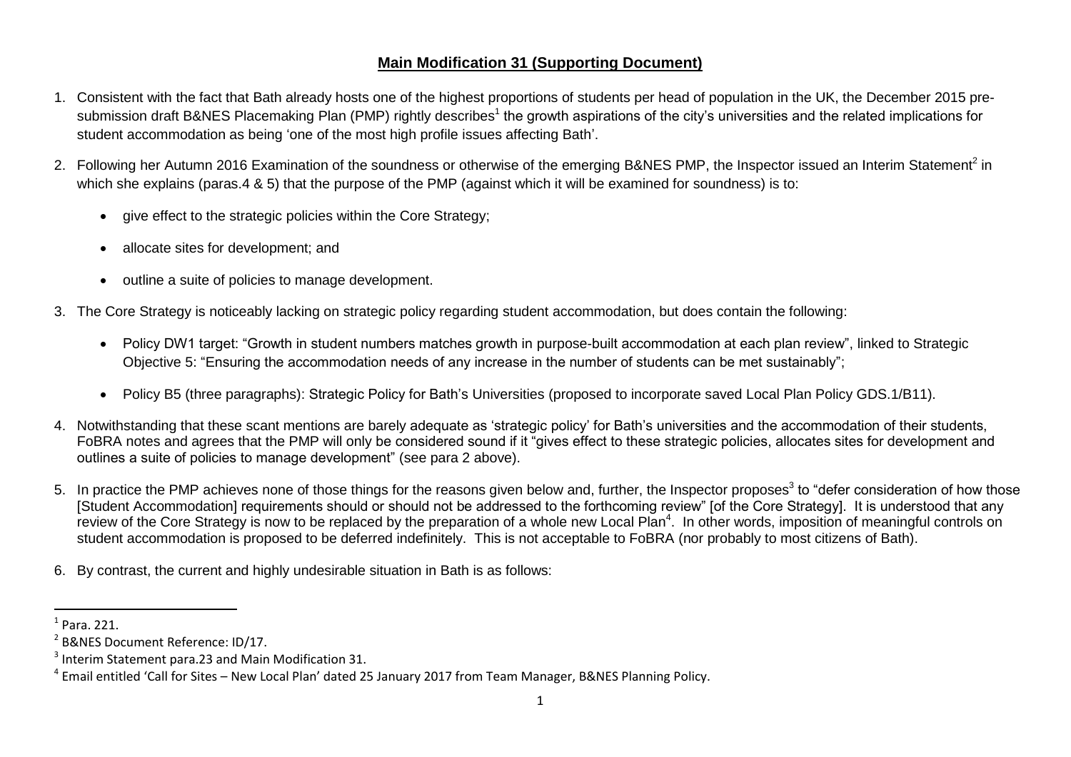# **Main Modification 31 (Supporting Document)**

1. Consistent with the fact that Bath already hosts one of the highest proportions of students per head of population in the UK, the December 2015 pre-submission draft B&NES Placemaking Plan (PMP) rightly describes[1] the growth aspirations of the city's universities and the related implications for student accommodation as being 'one of the most high profile issues affecting Bath'.

2. Following her Autumn 2016 Examination of the soundness or otherwise of the emerging B&NES PMP, the Inspector issued an Interim Statement[2] in which she explains (paras.4 & 5) that the purpose of the PMP (against which it will be examined for soundness) is to:

   - give effect to the strategic policies within the Core Strategy;
   - allocate sites for development; and
   - outline a suite of policies to manage development.

3. The Core Strategy is noticeably lacking on strategic policy regarding student accommodation, but does contain the following:

   - Policy DW1 target: "Growth in student numbers matches growth in purpose-built accommodation at each plan review", linked to Strategic Objective 5: "Ensuring the accommodation needs of any increase in the number of students can be met sustainably";
   - Policy B5 (three paragraphs): Strategic Policy for Bath's Universities (proposed to incorporate saved Local Plan Policy GDS.1/B11).

4. Notwithstanding that these scant mentions are barely adequate as 'strategic policy' for Bath's universities and the accommodation of their students, FoBRA notes and agrees that the PMP will only be considered sound if it "gives effect to these strategic policies, allocates sites for development and outlines a suite of policies to manage development" (see para 2 above).

5. In practice the PMP achieves none of those things for the reasons given below and, further, the Inspector proposes[3] to "defer consideration of how those [Student Accommodation] requirements should or should not be addressed to the forthcoming review" [of the Core Strategy]. It is understood that any review of the Core Strategy is now to be replaced by the preparation of a whole new Local Plan[4]. In other words, imposition of meaningful controls on student accommodation is proposed to be deferred indefinitely. This is not acceptable to FoBRA (nor probably to most citizens of Bath).

6. By contrast, the current and highly undesirable situation in Bath is as follows:

---

[1] Para. 221.

[2] B&NES Document Reference: ID/17.

[3] Interim Statement para.23 and Main Modification 31.

[4] Email entitled 'Call for Sites – New Local Plan' dated 25 January 2017 from Team Manager, B&NES Planning Policy.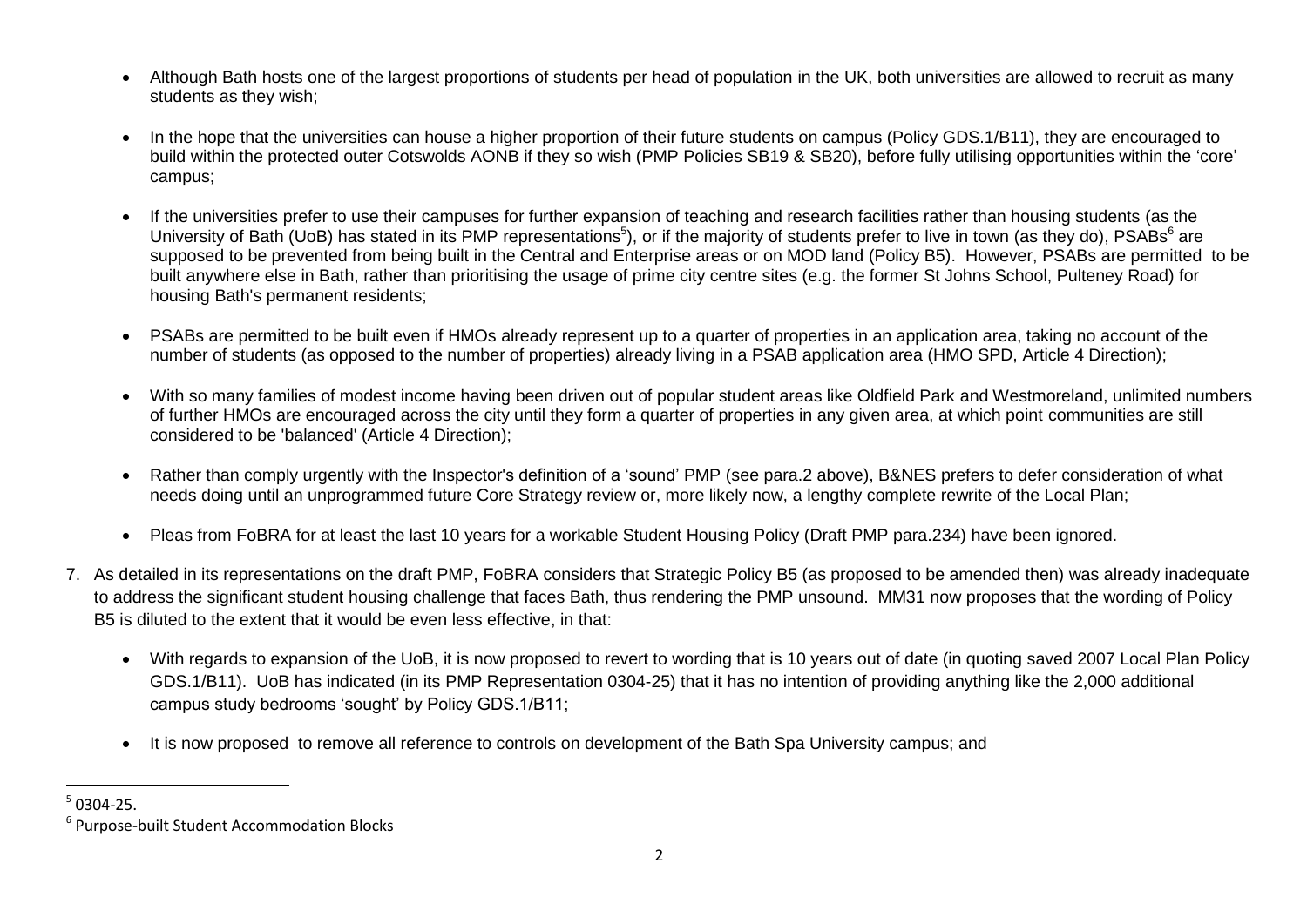- Although Bath hosts one of the largest proportions of students per head of population in the UK, both universities are allowed to recruit as many students as they wish;

- In the hope that the universities can house a higher proportion of their future students on campus (Policy GDS.1/B11), they are encouraged to build within the protected outer Cotswolds AONB if they so wish (PMP Policies SB19 & SB20), before fully utilising opportunities within the 'core' campus;

- If the universities prefer to use their campuses for further expansion of teaching and research facilities rather than housing students (as the University of Bath (UoB) has stated in its PMP representations[5]), or if the majority of students prefer to live in town (as they do), PSABs[6] are supposed to be prevented from being built in the Central and Enterprise areas or on MOD land (Policy B5). However, PSABs are permitted to be built anywhere else in Bath, rather than prioritising the usage of prime city centre sites (e.g. the former St Johns School, Pulteney Road) for housing Bath's permanent residents;

- PSABs are permitted to be built even if HMOs already represent up to a quarter of properties in an application area, taking no account of the number of students (as opposed to the number of properties) already living in a PSAB application area (HMO SPD, Article 4 Direction);

- With so many families of modest income having been driven out of popular student areas like Oldfield Park and Westmoreland, unlimited numbers of further HMOs are encouraged across the city until they form a quarter of properties in any given area, at which point communities are still considered to be 'balanced' (Article 4 Direction);

- Rather than comply urgently with the Inspector's definition of a 'sound' PMP (see para.2 above), B&NES prefers to defer consideration of what needs doing until an unprogrammed future Core Strategy review or, more likely now, a lengthy complete rewrite of the Local Plan;

- Pleas from FoBRA for at least the last 10 years for a workable Student Housing Policy (Draft PMP para.234) have been ignored.

7. As detailed in its representations on the draft PMP, FoBRA considers that Strategic Policy B5 (as proposed to be amended then) was already inadequate to address the significant student housing challenge that faces Bath, thus rendering the PMP unsound. MM31 now proposes that the wording of Policy B5 is diluted to the extent that it would be even less effective, in that:

   - With regards to expansion of the UoB, it is now proposed to revert to wording that is 10 years out of date (in quoting saved 2007 Local Plan Policy GDS.1/B11). UoB has indicated (in its PMP Representation 0304-25) that it has no intention of providing anything like the 2,000 additional campus study bedrooms 'sought' by Policy GDS.1/B11;

   - It is now proposed to remove all reference to controls on development of the Bath Spa University campus; and

---

[5] 0304-25.

[6] Purpose-built Student Accommodation Blocks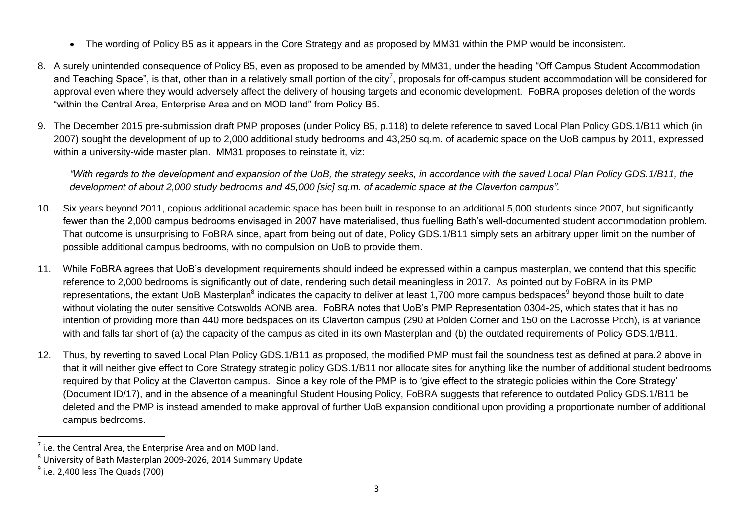- The wording of Policy B5 as it appears in the Core Strategy and as proposed by MM31 within the PMP would be inconsistent.

8. A surely unintended consequence of Policy B5, even as proposed to be amended by MM31, under the heading "Off Campus Student Accommodation and Teaching Space", is that, other than in a relatively small portion of the city[7], proposals for off-campus student accommodation will be considered for approval even where they would adversely affect the delivery of housing targets and economic development. FoBRA proposes deletion of the words "within the Central Area, Enterprise Area and on MOD land" from Policy B5.

9. The December 2015 pre-submission draft PMP proposes (under Policy B5, p.118) to delete reference to saved Local Plan Policy GDS.1/B11 which (in 2007) sought the development of up to 2,000 additional study bedrooms and 43,250 sq.m. of academic space on the UoB campus by 2011, expressed within a university-wide master plan. MM31 proposes to reinstate it, viz:

   *"With regards to the development and expansion of the UoB, the strategy seeks, in accordance with the saved Local Plan Policy GDS.1/B11, the development of about 2,000 study bedrooms and 45,000 [sic] sq.m. of academic space at the Claverton campus".*

10. Six years beyond 2011, copious additional academic space has been built in response to an additional 5,000 students since 2007, but significantly fewer than the 2,000 campus bedrooms envisaged in 2007 have materialised, thus fuelling Bath's well-documented student accommodation problem. That outcome is unsurprising to FoBRA since, apart from being out of date, Policy GDS.1/B11 simply sets an arbitrary upper limit on the number of possible additional campus bedrooms, with no compulsion on UoB to provide them.

11. While FoBRA agrees that UoB's development requirements should indeed be expressed within a campus masterplan, we contend that this specific reference to 2,000 bedrooms is significantly out of date, rendering such detail meaningless in 2017. As pointed out by FoBRA in its PMP representations, the extant UoB Masterplan[8] indicates the capacity to deliver at least 1,700 more campus bedspaces[9] beyond those built to date without violating the outer sensitive Cotswolds AONB area. FoBRA notes that UoB's PMP Representation 0304-25, which states that it has no intention of providing more than 440 more bedspaces on its Claverton campus (290 at Polden Corner and 150 on the Lacrosse Pitch), is at variance with and falls far short of (a) the capacity of the campus as cited in its own Masterplan and (b) the outdated requirements of Policy GDS.1/B11.

12. Thus, by reverting to saved Local Plan Policy GDS.1/B11 as proposed, the modified PMP must fail the soundness test as defined at para.2 above in that it will neither give effect to Core Strategy strategic policy GDS.1/B11 nor allocate sites for anything like the number of additional student bedrooms required by that Policy at the Claverton campus. Since a key role of the PMP is to 'give effect to the strategic policies within the Core Strategy' (Document ID/17), and in the absence of a meaningful Student Housing Policy, FoBRA suggests that reference to outdated Policy GDS.1/B11 be deleted and the PMP is instead amended to make approval of further UoB expansion conditional upon providing a proportionate number of additional campus bedrooms.

---

[7] i.e. the Central Area, the Enterprise Area and on MOD land.

[8] University of Bath Masterplan 2009-2026, 2014 Summary Update

[9] i.e. 2,400 less The Quads (700)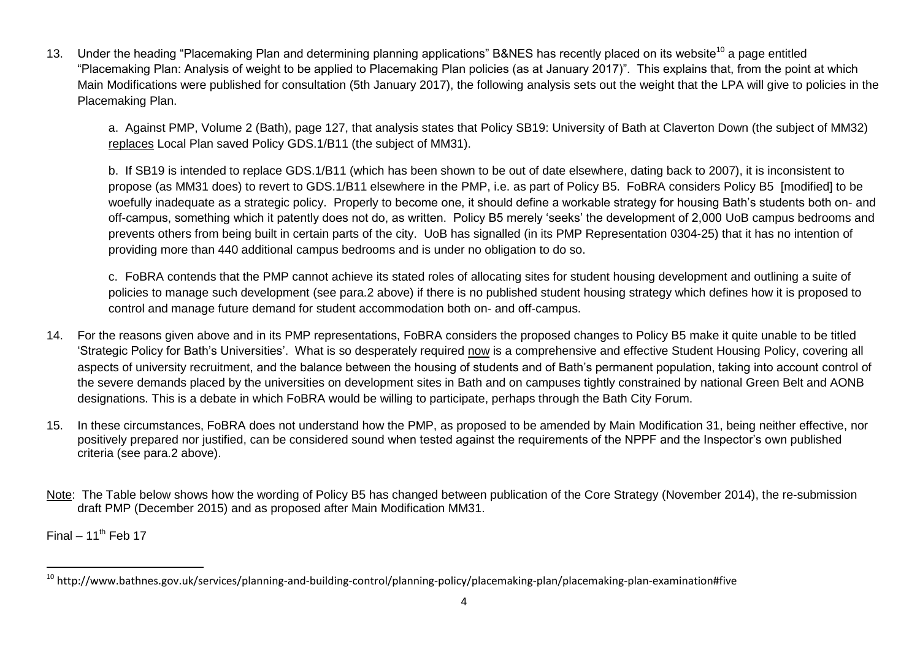13. Under the heading "Placemaking Plan and determining planning applications" B&NES has recently placed on its website[10] a page entitled "Placemaking Plan: Analysis of weight to be applied to Placemaking Plan policies (as at January 2017)". This explains that, from the point at which Main Modifications were published for consultation (5th January 2017), the following analysis sets out the weight that the LPA will give to policies in the Placemaking Plan.

    a. Against PMP, Volume 2 (Bath), page 127, that analysis states that Policy SB19: University of Bath at Claverton Down (the subject of MM32) replaces Local Plan saved Policy GDS.1/B11 (the subject of MM31).

    b. If SB19 is intended to replace GDS.1/B11 (which has been shown to be out of date elsewhere, dating back to 2007), it is inconsistent to propose (as MM31 does) to revert to GDS.1/B11 elsewhere in the PMP, i.e. as part of Policy B5. FoBRA considers Policy B5 [modified] to be woefully inadequate as a strategic policy. Properly to become one, it should define a workable strategy for housing Bath's students both on- and off-campus, something which it patently does not do, as written. Policy B5 merely 'seeks' the development of 2,000 UoB campus bedrooms and prevents others from being built in certain parts of the city. UoB has signalled (in its PMP Representation 0304-25) that it has no intention of providing more than 440 additional campus bedrooms and is under no obligation to do so.

    c. FoBRA contends that the PMP cannot achieve its stated roles of allocating sites for student housing development and outlining a suite of policies to manage such development (see para.2 above) if there is no published student housing strategy which defines how it is proposed to control and manage future demand for student accommodation both on- and off-campus.

14. For the reasons given above and in its PMP representations, FoBRA considers the proposed changes to Policy B5 make it quite unable to be titled 'Strategic Policy for Bath's Universities'. What is so desperately required now is a comprehensive and effective Student Housing Policy, covering all aspects of university recruitment, and the balance between the housing of students and of Bath's permanent population, taking into account control of the severe demands placed by the universities on development sites in Bath and on campuses tightly constrained by national Green Belt and AONB designations. This is a debate in which FoBRA would be willing to participate, perhaps through the Bath City Forum.

15. In these circumstances, FoBRA does not understand how the PMP, as proposed to be amended by Main Modification 31, being neither effective, nor positively prepared nor justified, can be considered sound when tested against the requirements of the NPPF and the Inspector's own published criteria (see para.2 above).

Note: The Table below shows how the wording of Policy B5 has changed between publication of the Core Strategy (November 2014), the re-submission draft PMP (December 2015) and as proposed after Main Modification MM31.

Final – 11th Feb 17

---

[10] http://www.bathnes.gov.uk/services/planning-and-building-control/planning-policy/placemaking-plan/placemaking-plan-examination#five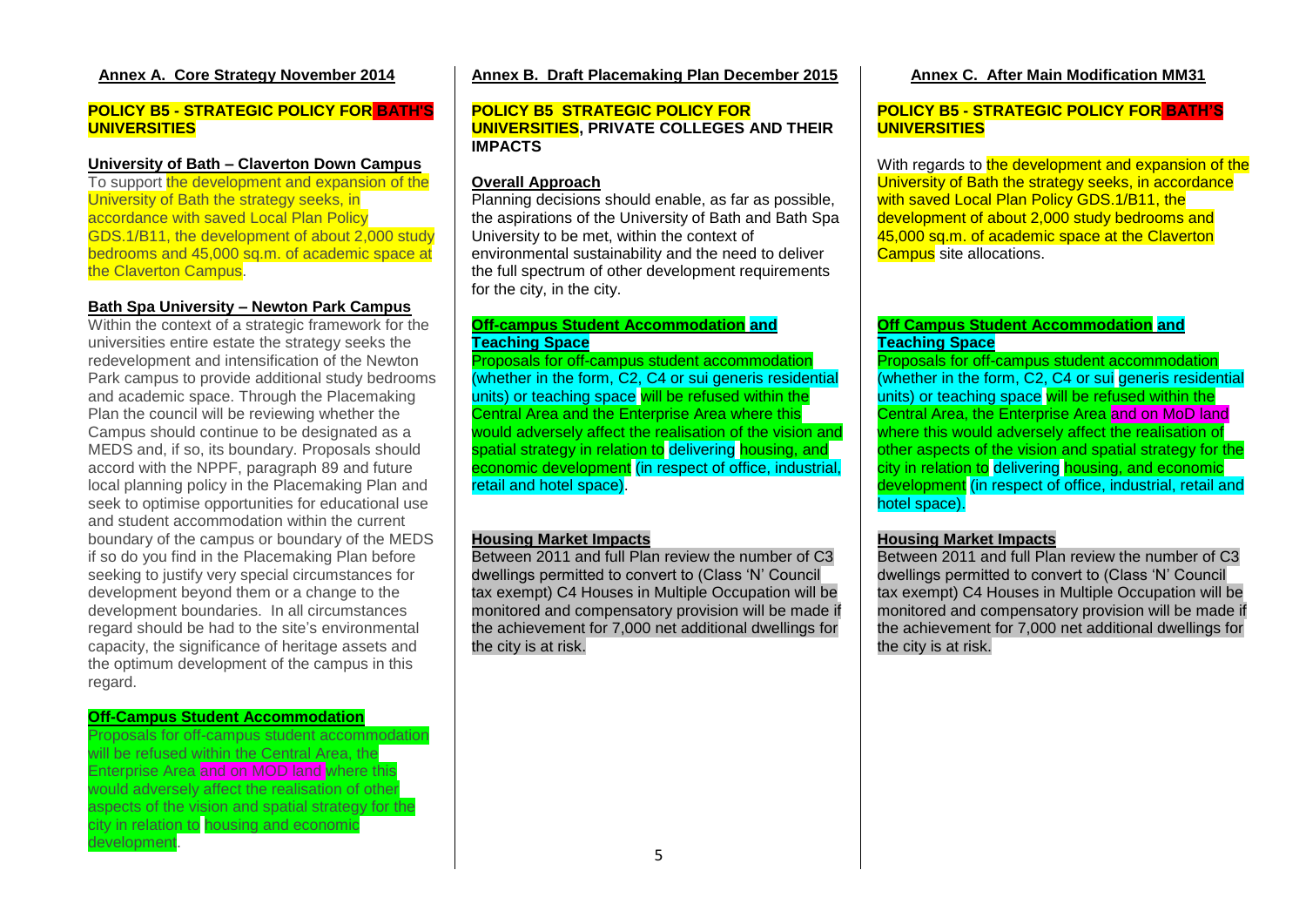## Annex A. Core Strategy November 2014

**POLICY B5 - STRATEGIC POLICY FOR BATH'S UNIVERSITIES**

**University of Bath – Claverton Down Campus**

To support the development and expansion of the University of Bath the strategy seeks, in accordance with saved Local Plan Policy GDS.1/B11, the development of about 2,000 study bedrooms and 45,000 sq.m. of academic space at the Claverton Campus.

**Bath Spa University – Newton Park Campus**

Within the context of a strategic framework for the universities entire estate the strategy seeks the redevelopment and intensification of the Newton Park campus to provide additional study bedrooms and academic space. Through the Placemaking Plan the council will be reviewing whether the Campus should continue to be designated as a MEDS and, if so, its boundary. Proposals should accord with the NPPF, paragraph 89 and future local planning policy in the Placemaking Plan and seek to optimise opportunities for educational use and student accommodation within the current boundary of the campus or boundary of the MEDS if so do you find in the Placemaking Plan before seeking to justify very special circumstances for development beyond them or a change to the development boundaries. In all circumstances regard should be had to the site's environmental capacity, the significance of heritage assets and the optimum development of the campus in this regard.

**Off-Campus Student Accommodation**

Proposals for off-campus student accommodation will be refused within the Central Area, the Enterprise Area and on MOD land where this would adversely affect the realisation of other aspects of the vision and spatial strategy for the city in relation to housing and economic development.

## Annex B. Draft Placemaking Plan December 2015

**POLICY B5 STRATEGIC POLICY FOR UNIVERSITIES, PRIVATE COLLEGES AND THEIR IMPACTS**

**Overall Approach**

Planning decisions should enable, as far as possible, the aspirations of the University of Bath and Bath Spa University to be met, within the context of environmental sustainability and the need to deliver the full spectrum of other development requirements for the city, in the city.

**Off-campus Student Accommodation and Teaching Space**

Proposals for off-campus student accommodation (whether in the form, C2, C4 or sui generis residential units) or teaching space will be refused within the Central Area and the Enterprise Area where this would adversely affect the realisation of the vision and spatial strategy in relation to delivering housing, and economic development (in respect of office, industrial, retail and hotel space).

**Housing Market Impacts**

Between 2011 and full Plan review the number of C3 dwellings permitted to convert to (Class 'N' Council tax exempt) C4 Houses in Multiple Occupation will be monitored and compensatory provision will be made if the achievement for 7,000 net additional dwellings for the city is at risk.

## Annex C. After Main Modification MM31

**POLICY B5 - STRATEGIC POLICY FOR BATH'S UNIVERSITIES**

With regards to the development and expansion of the University of Bath the strategy seeks, in accordance with saved Local Plan Policy GDS.1/B11, the development of about 2,000 study bedrooms and 45,000 sq.m. of academic space at the Claverton Campus site allocations.

**Off Campus Student Accommodation and Teaching Space**

Proposals for off-campus student accommodation (whether in the form, C2, C4 or sui generis residential units) or teaching space will be refused within the Central Area, the Enterprise Area and on MoD land where this would adversely affect the realisation of other aspects of the vision and spatial strategy for the city in relation to delivering housing, and economic development (in respect of office, industrial, retail and hotel space).

**Housing Market Impacts**

Between 2011 and full Plan review the number of C3 dwellings permitted to convert to (Class 'N' Council tax exempt) C4 Houses in Multiple Occupation will be monitored and compensatory provision will be made if the achievement for 7,000 net additional dwellings for the city is at risk.